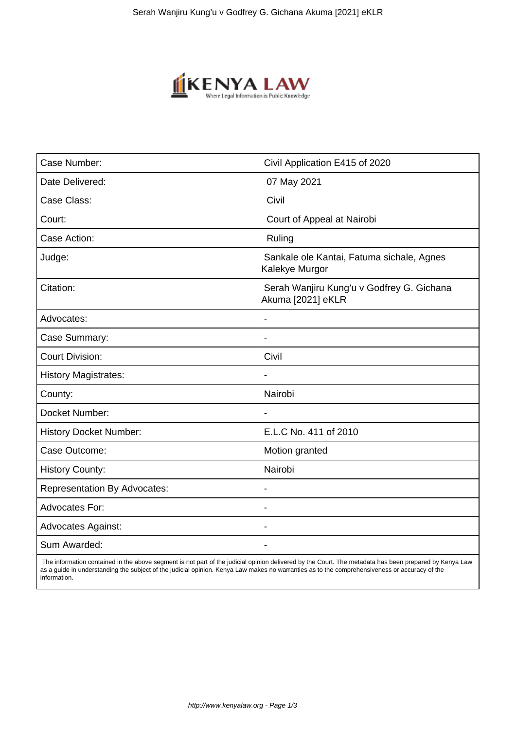| Case Number: | Civil Application E415 of 2020 |
|---|---|
| Date Delivered: | 07 May 2021 |
| Case Class: | Civil |
| Court: | Court of Appeal at Nairobi |
| Case Action: | Ruling |
| Judge: | Sankale ole Kantai, Fatuma sichale, Agnes Kalekye Murgor |
| Citation: | Serah Wanjiru Kung'u v Godfrey G. Gichana Akuma [2021] eKLR |
| Advocates: | - |
| Case Summary: | - |
| Court Division: | Civil |
| History Magistrates: | - |
| County: | Nairobi |
| Docket Number: | - |
| History Docket Number: | E.L.C No. 411 of 2010 |
| Case Outcome: | Motion granted |
| History County: | Nairobi |
| Representation By Advocates: | - |
| Advocates For: | - |
| Advocates Against: | - |
| Sum Awarded: | - |

The information contained in the above segment is not part of the judicial opinion delivered by the Court. The metadata has been prepared by Kenya Law as a guide in understanding the subject of the judicial opinion. Kenya Law makes no warranties as to the comprehensiveness or accuracy of the information.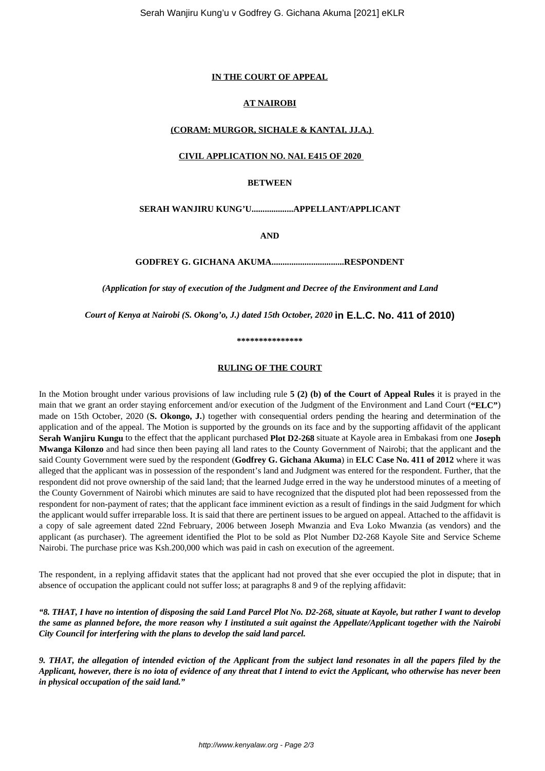**IN THE COURT OF APPEAL**

**AT NAIROBI**

**(CORAM: MURGOR, SICHALE & KANTAI, JJ.A.)**

**CIVIL APPLICATION NO. NAI. E415 OF 2020**

**BETWEEN**

**SERAH WANJIRU KUNG'U...................APPELLANT/APPLICANT**

**AND**

**GODFREY G. GICHANA AKUMA.................................RESPONDENT**

*(Application for stay of execution of the Judgment and Decree of the Environment and Land Court of Kenya at Nairobi (S. Okong'o, J.) dated 15th October, 2020* **in E.L.C. No. 411 of 2010)**

\*\*\*\*\*\*\*\*\*\*\*\*\*\*\*

**RULING OF THE COURT**

In the Motion brought under various provisions of law including rule **5 (2) (b) of the Court of Appeal Rules** it is prayed in the main that we grant an order staying enforcement and/or execution of the Judgment of the Environment and Land Court (**"ELC"**) made on 15th October, 2020 (**S. Okongo, J.**) together with consequential orders pending the hearing and determination of the application and of the appeal. The Motion is supported by the grounds on its face and by the supporting affidavit of the applicant **Serah Wanjiru Kungu** to the effect that the applicant purchased **Plot D2-268** situate at Kayole area in Embakasi from one **Joseph Mwanga Kilonzo** and had since then been paying all land rates to the County Government of Nairobi; that the applicant and the said County Government were sued by the respondent (**Godfrey G. Gichana Akuma**) in **ELC Case No. 411 of 2012** where it was alleged that the applicant was in possession of the respondent's land and Judgment was entered for the respondent. Further, that the respondent did not prove ownership of the said land; that the learned Judge erred in the way he understood minutes of a meeting of the County Government of Nairobi which minutes are said to have recognized that the disputed plot had been repossessed from the respondent for non-payment of rates; that the applicant face imminent eviction as a result of findings in the said Judgment for which the applicant would suffer irreparable loss. It is said that there are pertinent issues to be argued on appeal. Attached to the affidavit is a copy of sale agreement dated 22nd February, 2006 between Joseph Mwanzia and Eva Loko Mwanzia (as vendors) and the applicant (as purchaser). The agreement identified the Plot to be sold as Plot Number D2-268 Kayole Site and Service Scheme Nairobi. The purchase price was Ksh.200,000 which was paid in cash on execution of the agreement.

The respondent, in a replying affidavit states that the applicant had not proved that she ever occupied the plot in dispute; that in absence of occupation the applicant could not suffer loss; at paragraphs 8 and 9 of the replying affidavit:

***"8. THAT, I have no intention of disposing the said Land Parcel Plot No. D2-268, situate at Kayole, but rather I want to develop the same as planned before, the more reason why I instituted a suit against the Appellate/Applicant together with the Nairobi City Council for interfering with the plans to develop the said land parcel.***

***9. THAT, the allegation of intended eviction of the Applicant from the subject land resonates in all the papers filed by the Applicant, however, there is no iota of evidence of any threat that I intend to evict the Applicant, who otherwise has never been in physical occupation of the said land."***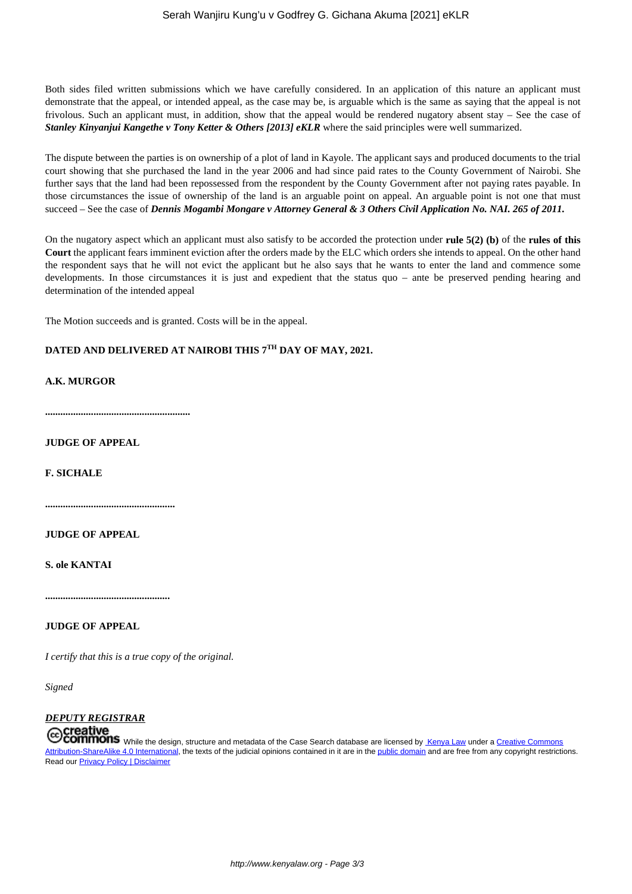Both sides filed written submissions which we have carefully considered. In an application of this nature an applicant must demonstrate that the appeal, or intended appeal, as the case may be, is arguable which is the same as saying that the appeal is not frivolous. Such an applicant must, in addition, show that the appeal would be rendered nugatory absent stay – See the case of ***Stanley Kinyanjui Kangethe v Tony Ketter & Others [2013] eKLR*** where the said principles were well summarized.

The dispute between the parties is on ownership of a plot of land in Kayole. The applicant says and produced documents to the trial court showing that she purchased the land in the year 2006 and had since paid rates to the County Government of Nairobi. She further says that the land had been repossessed from the respondent by the County Government after not paying rates payable. In those circumstances the issue of ownership of the land is an arguable point on appeal. An arguable point is not one that must succeed – See the case of ***Dennis Mogambi Mongare v Attorney General & 3 Others Civil Application No. NAI. 265 of 2011.***

On the nugatory aspect which an applicant must also satisfy to be accorded the protection under **rule 5(2) (b)** of the **rules of this Court** the applicant fears imminent eviction after the orders made by the ELC which orders she intends to appeal. On the other hand the respondent says that he will not evict the applicant but he also says that he wants to enter the land and commence some developments. In those circumstances it is just and expedient that the status quo – ante be preserved pending hearing and determination of the intended appeal

The Motion succeeds and is granted. Costs will be in the appeal.

**DATED AND DELIVERED AT NAIROBI THIS 7TH DAY OF MAY, 2021.**

**A.K. MURGOR**

**........................................................**

**JUDGE OF APPEAL**

**F. SICHALE**

**..................................................**

**JUDGE OF APPEAL**

**S. ole KANTAI**

**................................................**

**JUDGE OF APPEAL**

*I certify that this is a true copy of the original.*

*Signed*

***DEPUTY REGISTRAR***

While the design, structure and metadata of the Case Search database are licensed by Kenya Law under a Creative Commons Attribution-ShareAlike 4.0 International, the texts of the judicial opinions contained in it are in the public domain and are free from any copyright restrictions. Read our Privacy Policy | Disclaimer